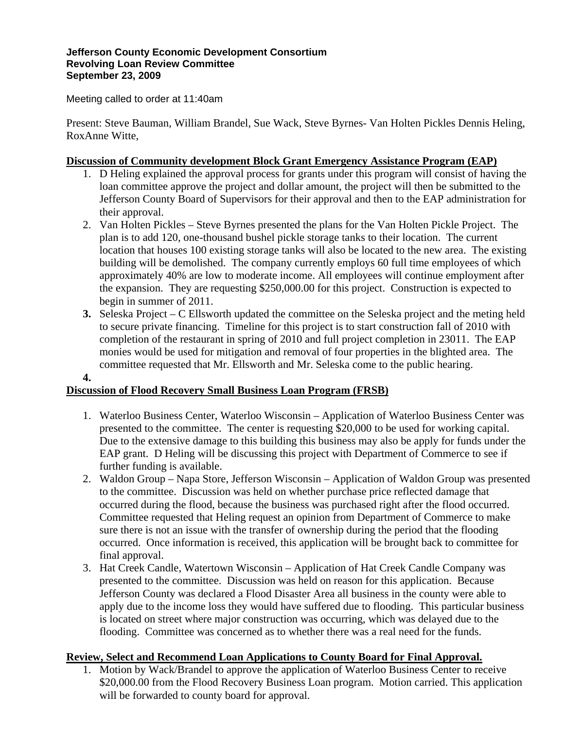**Jefferson County Economic Development Consortium**
**Revolving Loan Review Committee**
**September 23, 2009**

Meeting called to order at 11:40am

Present: Steve Bauman, William Brandel, Sue Wack, Steve Byrnes- Van Holten Pickles Dennis Heling, RoxAnne Witte,

**<u>Discussion of Community development Block Grant Emergency Assistance Program (EAP)</u>**

1. D Heling explained the approval process for grants under this program will consist of having the loan committee approve the project and dollar amount, the project will then be submitted to the Jefferson County Board of Supervisors for their approval and then to the EAP administration for their approval.
2. Van Holten Pickles – Steve Byrnes presented the plans for the Van Holten Pickle Project. The plan is to add 120, one-thousand bushel pickle storage tanks to their location. The current location that houses 100 existing storage tanks will also be located to the new area. The existing building will be demolished. The company currently employs 60 full time employees of which approximately 40% are low to moderate income. All employees will continue employment after the expansion. They are requesting $250,000.00 for this project. Construction is expected to begin in summer of 2011.
3. Seleska Project – C Ellsworth updated the committee on the Seleska project and the meting held to secure private financing. Timeline for this project is to start construction fall of 2010 with completion of the restaurant in spring of 2010 and full project completion in 23011. The EAP monies would be used for mitigation and removal of four properties in the blighted area. The committee requested that Mr. Ellsworth and Mr. Seleska come to the public hearing.
4.

**<u>Discussion of Flood Recovery Small Business Loan Program (FRSB)</u>**

1. Waterloo Business Center, Waterloo Wisconsin – Application of Waterloo Business Center was presented to the committee. The center is requesting $20,000 to be used for working capital. Due to the extensive damage to this building this business may also be apply for funds under the EAP grant. D Heling will be discussing this project with Department of Commerce to see if further funding is available.
2. Waldon Group – Napa Store, Jefferson Wisconsin – Application of Waldon Group was presented to the committee. Discussion was held on whether purchase price reflected damage that occurred during the flood, because the business was purchased right after the flood occurred. Committee requested that Heling request an opinion from Department of Commerce to make sure there is not an issue with the transfer of ownership during the period that the flooding occurred. Once information is received, this application will be brought back to committee for final approval.
3. Hat Creek Candle, Watertown Wisconsin – Application of Hat Creek Candle Company was presented to the committee. Discussion was held on reason for this application. Because Jefferson County was declared a Flood Disaster Area all business in the county were able to apply due to the income loss they would have suffered due to flooding. This particular business is located on street where major construction was occurring, which was delayed due to the flooding. Committee was concerned as to whether there was a real need for the funds.

**<u>Review, Select and Recommend Loan Applications to County Board for Final Approval.</u>**

1. Motion by Wack/Brandel to approve the application of Waterloo Business Center to receive $20,000.00 from the Flood Recovery Business Loan program. Motion carried. This application will be forwarded to county board for approval.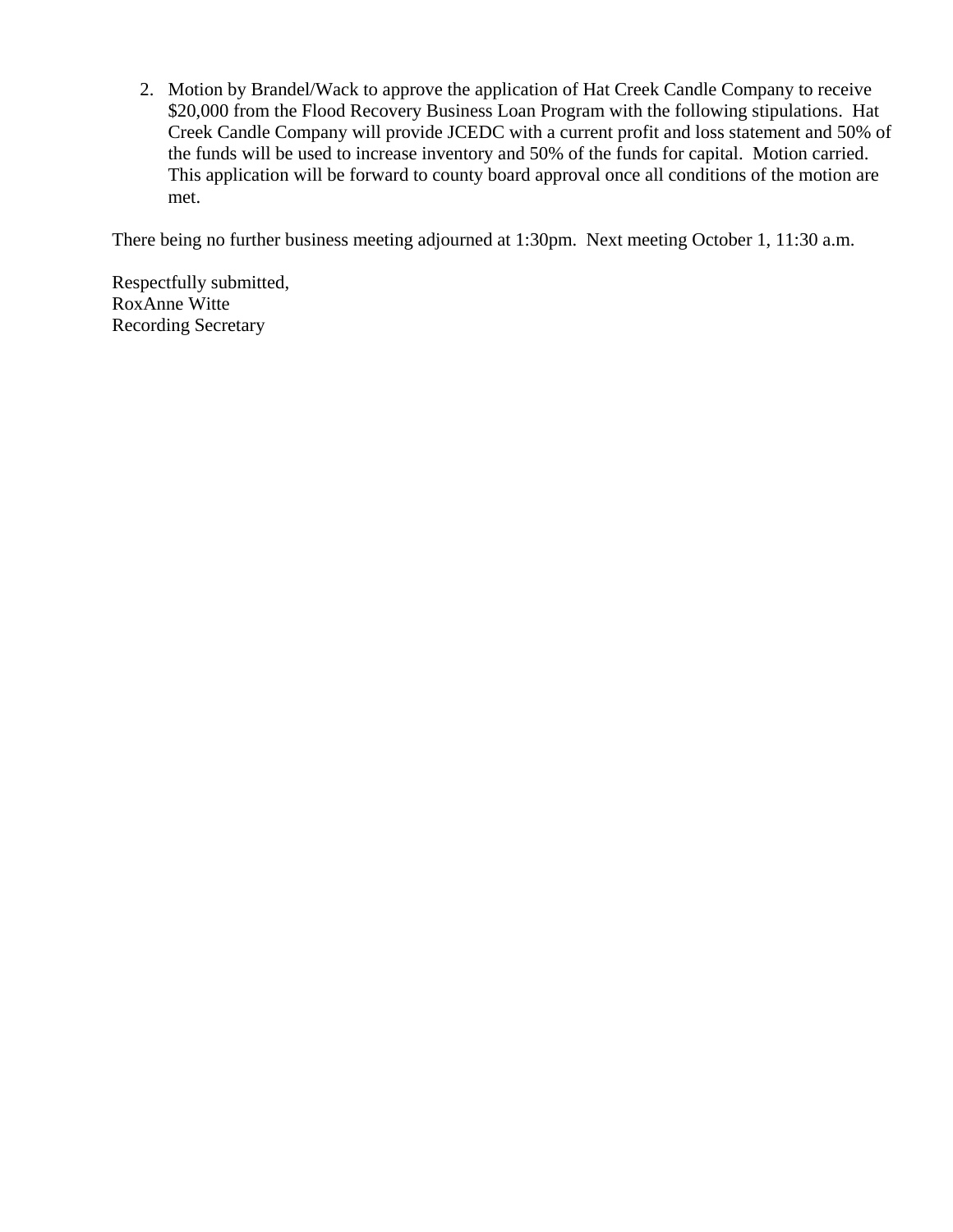2. Motion by Brandel/Wack to approve the application of Hat Creek Candle Company to receive $20,000 from the Flood Recovery Business Loan Program with the following stipulations. Hat Creek Candle Company will provide JCEDC with a current profit and loss statement and 50% of the funds will be used to increase inventory and 50% of the funds for capital. Motion carried. This application will be forward to county board approval once all conditions of the motion are met.

There being no further business meeting adjourned at 1:30pm. Next meeting October 1, 11:30 a.m.

Respectfully submitted,
RoxAnne Witte
Recording Secretary